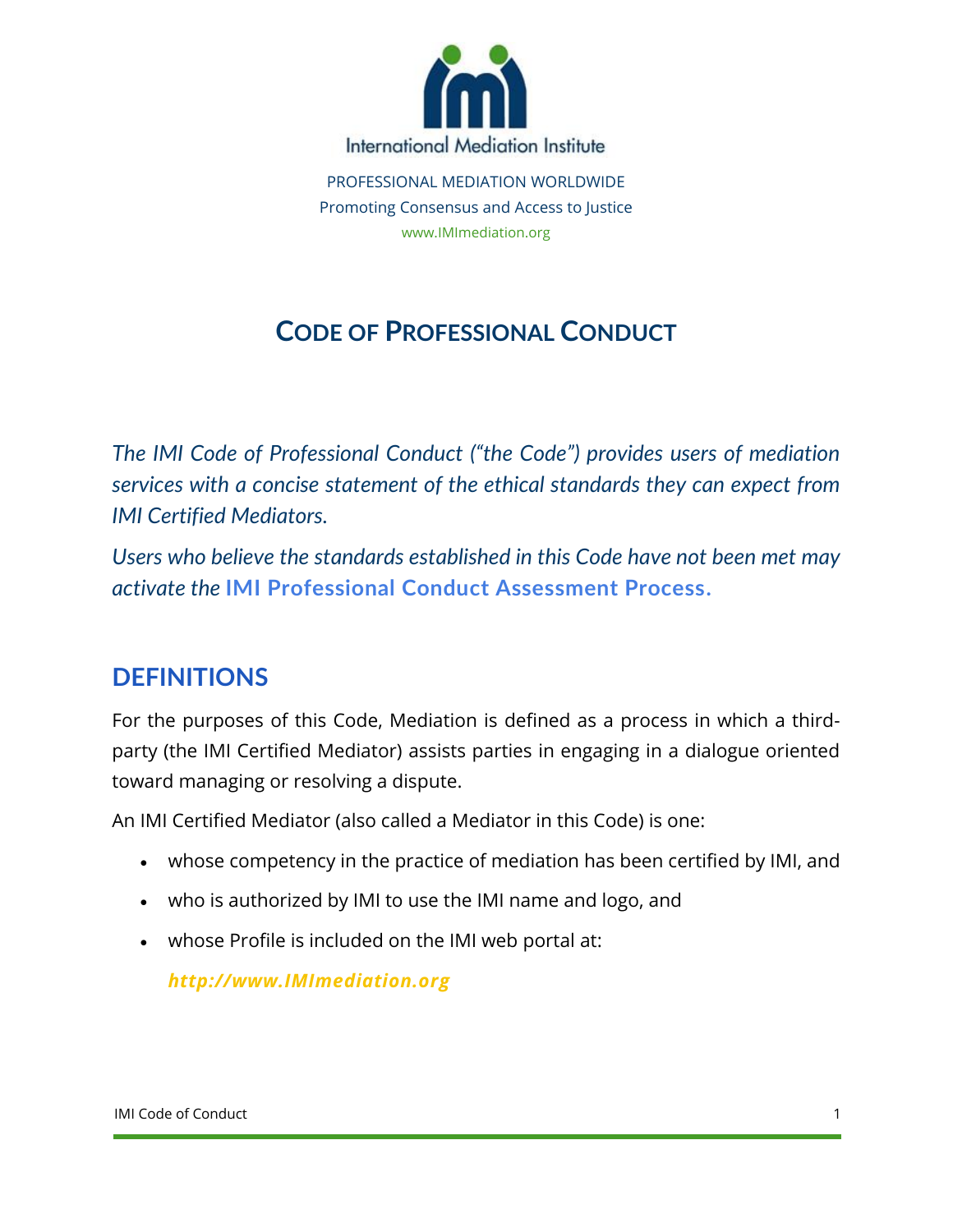International Mediation Institute

PROFESSIONAL MEDIATION WORLDWIDE
Promoting Consensus and Access to Justice
www.IMImediation.org

# CODE OF PROFESSIONAL CONDUCT

*The IMI Code of Professional Conduct ("the Code") provides users of mediation services with a concise statement of the ethical standards they can expect from IMI Certified Mediators.*

*Users who believe the standards established in this Code have not been met may activate the* **IMI Professional Conduct Assessment Process.**

## DEFINITIONS

For the purposes of this Code, Mediation is defined as a process in which a third-party (the IMI Certified Mediator) assists parties in engaging in a dialogue oriented toward managing or resolving a dispute.

An IMI Certified Mediator (also called a Mediator in this Code) is one:

- whose competency in the practice of mediation has been certified by IMI, and
- who is authorized by IMI to use the IMI name and logo, and
- whose Profile is included on the IMI web portal at:

  ***http://www.IMImediation.org***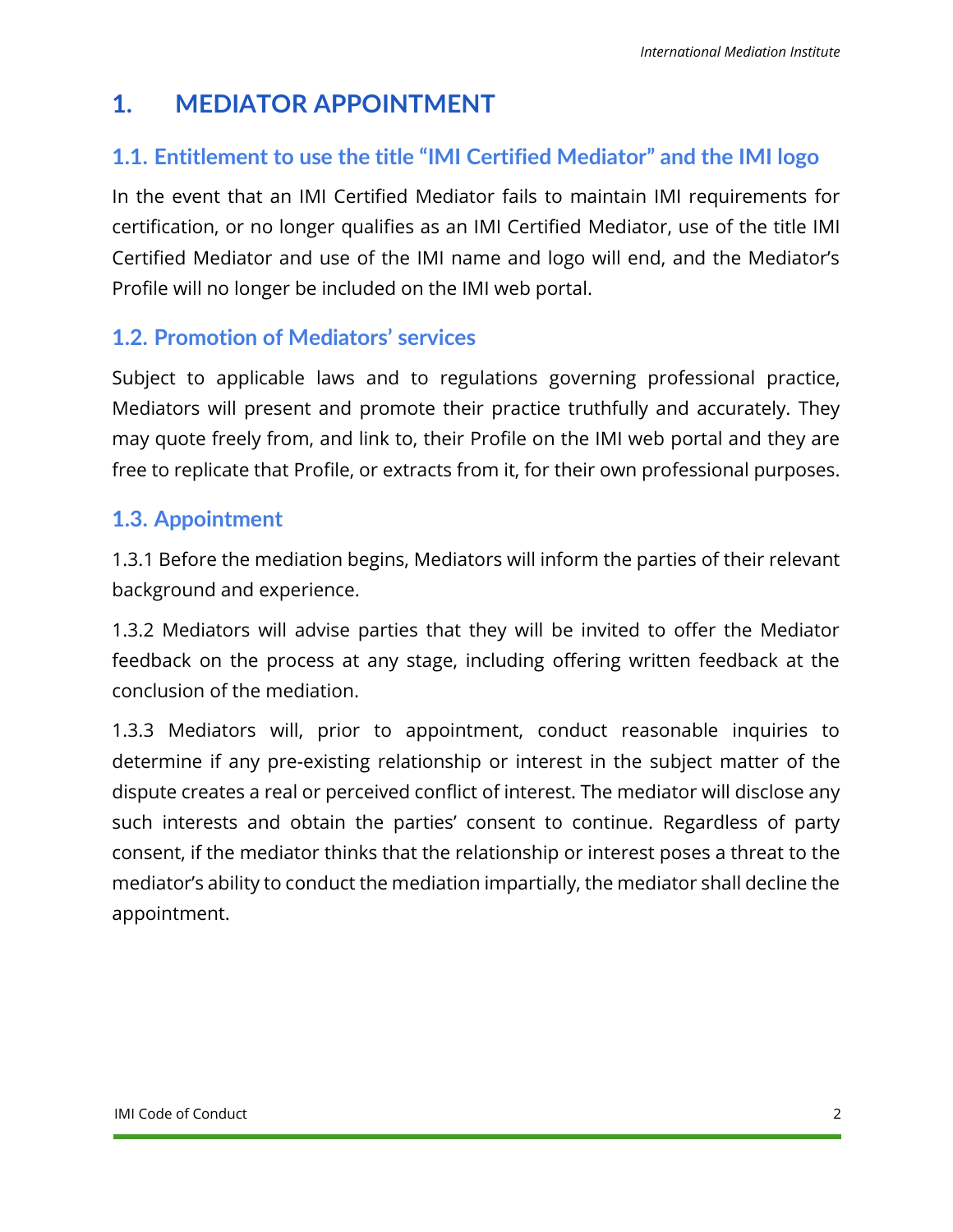# 1. MEDIATOR APPOINTMENT

## 1.1. Entitlement to use the title "IMI Certified Mediator" and the IMI logo

In the event that an IMI Certified Mediator fails to maintain IMI requirements for certification, or no longer qualifies as an IMI Certified Mediator, use of the title IMI Certified Mediator and use of the IMI name and logo will end, and the Mediator's Profile will no longer be included on the IMI web portal.

## 1.2. Promotion of Mediators' services

Subject to applicable laws and to regulations governing professional practice, Mediators will present and promote their practice truthfully and accurately. They may quote freely from, and link to, their Profile on the IMI web portal and they are free to replicate that Profile, or extracts from it, for their own professional purposes.

## 1.3. Appointment

1.3.1 Before the mediation begins, Mediators will inform the parties of their relevant background and experience.

1.3.2 Mediators will advise parties that they will be invited to offer the Mediator feedback on the process at any stage, including offering written feedback at the conclusion of the mediation.

1.3.3 Mediators will, prior to appointment, conduct reasonable inquiries to determine if any pre-existing relationship or interest in the subject matter of the dispute creates a real or perceived conflict of interest. The mediator will disclose any such interests and obtain the parties' consent to continue. Regardless of party consent, if the mediator thinks that the relationship or interest poses a threat to the mediator's ability to conduct the mediation impartially, the mediator shall decline the appointment.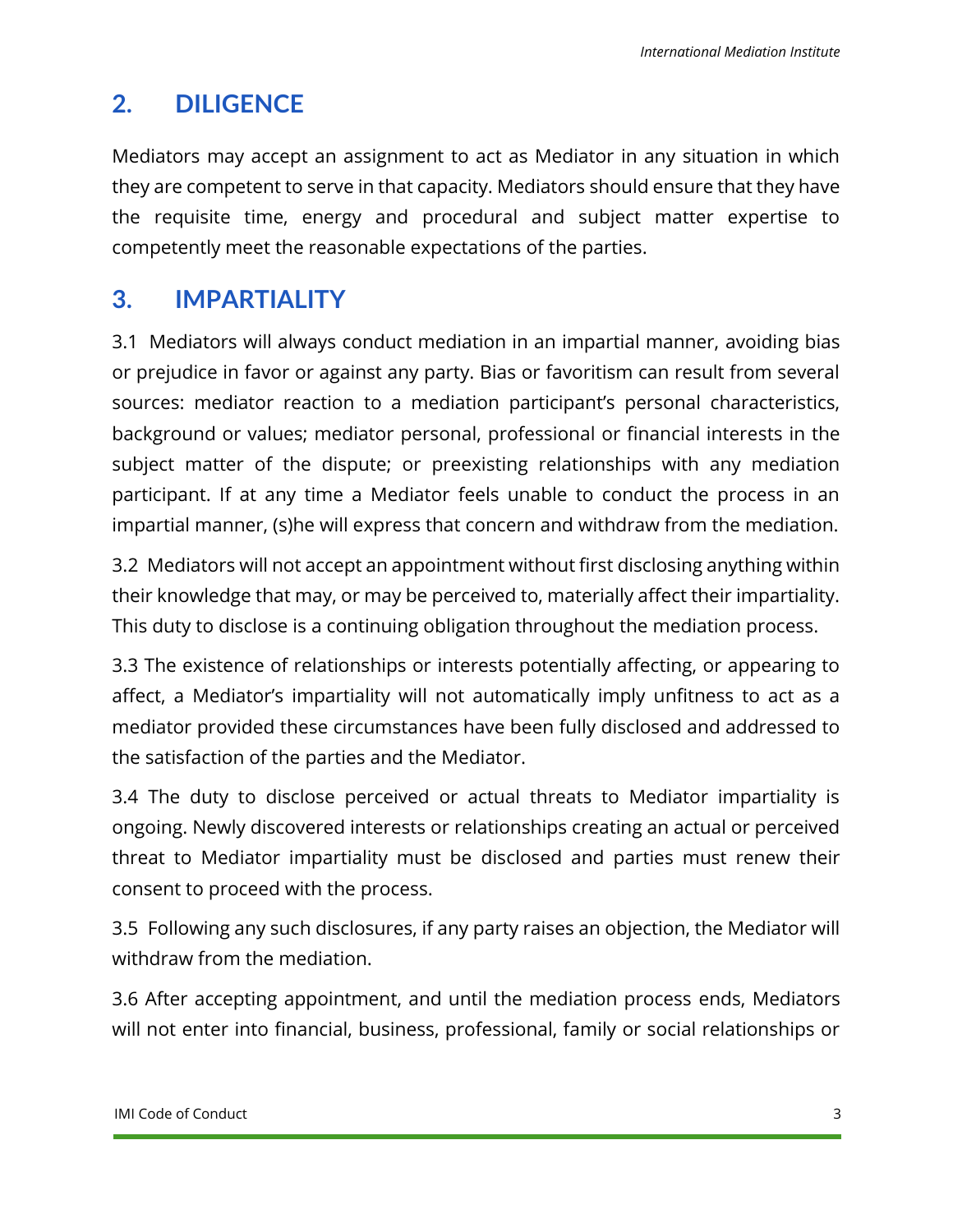## 2. DILIGENCE

Mediators may accept an assignment to act as Mediator in any situation in which they are competent to serve in that capacity. Mediators should ensure that they have the requisite time, energy and procedural and subject matter expertise to competently meet the reasonable expectations of the parties.

## 3. IMPARTIALITY

3.1 Mediators will always conduct mediation in an impartial manner, avoiding bias or prejudice in favor or against any party. Bias or favoritism can result from several sources: mediator reaction to a mediation participant's personal characteristics, background or values; mediator personal, professional or financial interests in the subject matter of the dispute; or preexisting relationships with any mediation participant. If at any time a Mediator feels unable to conduct the process in an impartial manner, (s)he will express that concern and withdraw from the mediation.

3.2 Mediators will not accept an appointment without first disclosing anything within their knowledge that may, or may be perceived to, materially affect their impartiality. This duty to disclose is a continuing obligation throughout the mediation process.

3.3 The existence of relationships or interests potentially affecting, or appearing to affect, a Mediator's impartiality will not automatically imply unfitness to act as a mediator provided these circumstances have been fully disclosed and addressed to the satisfaction of the parties and the Mediator.

3.4 The duty to disclose perceived or actual threats to Mediator impartiality is ongoing. Newly discovered interests or relationships creating an actual or perceived threat to Mediator impartiality must be disclosed and parties must renew their consent to proceed with the process.

3.5 Following any such disclosures, if any party raises an objection, the Mediator will withdraw from the mediation.

3.6 After accepting appointment, and until the mediation process ends, Mediators will not enter into financial, business, professional, family or social relationships or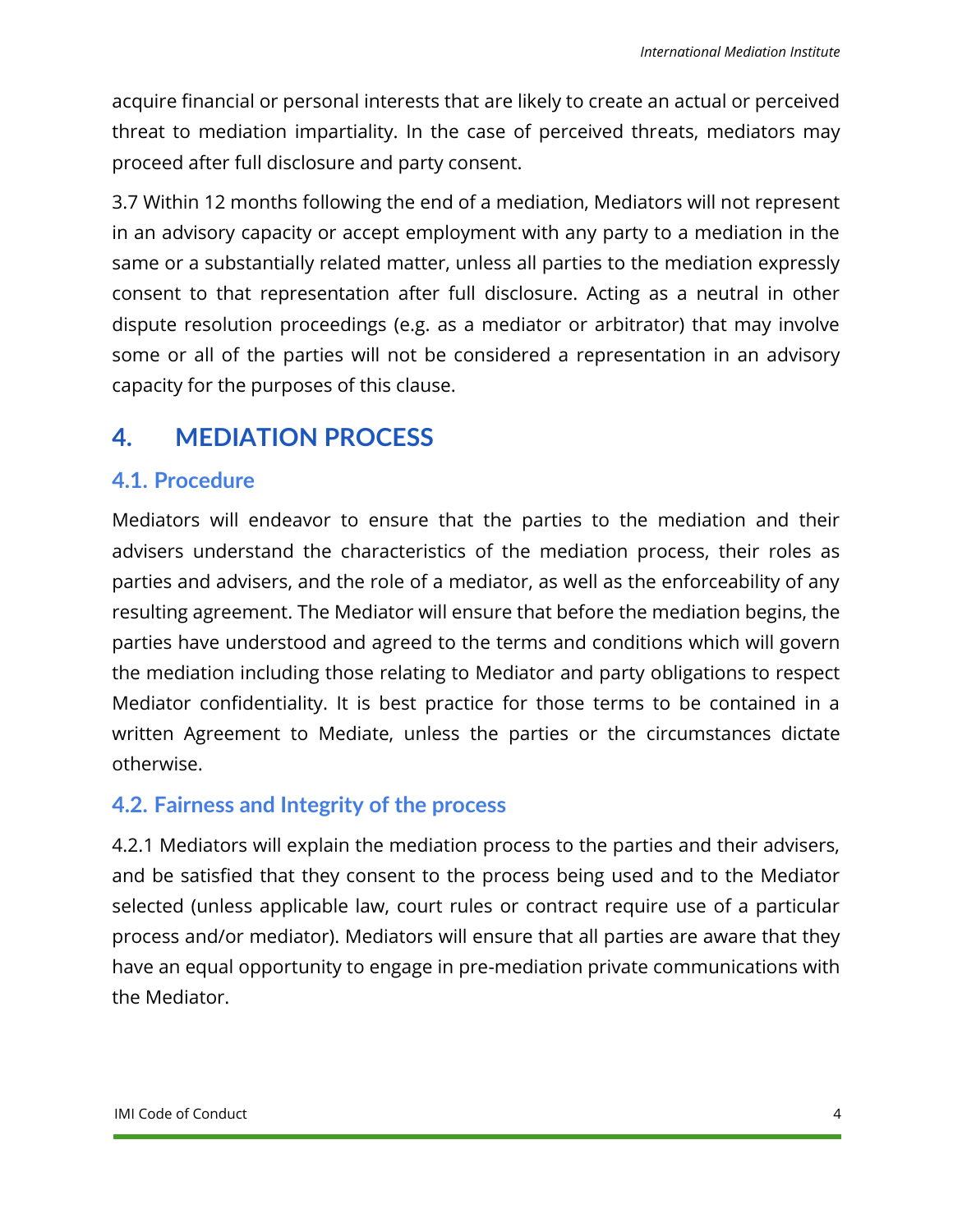acquire financial or personal interests that are likely to create an actual or perceived threat to mediation impartiality. In the case of perceived threats, mediators may proceed after full disclosure and party consent.

3.7 Within 12 months following the end of a mediation, Mediators will not represent in an advisory capacity or accept employment with any party to a mediation in the same or a substantially related matter, unless all parties to the mediation expressly consent to that representation after full disclosure. Acting as a neutral in other dispute resolution proceedings (e.g. as a mediator or arbitrator) that may involve some or all of the parties will not be considered a representation in an advisory capacity for the purposes of this clause.

## 4. MEDIATION PROCESS

### 4.1. Procedure

Mediators will endeavor to ensure that the parties to the mediation and their advisers understand the characteristics of the mediation process, their roles as parties and advisers, and the role of a mediator, as well as the enforceability of any resulting agreement. The Mediator will ensure that before the mediation begins, the parties have understood and agreed to the terms and conditions which will govern the mediation including those relating to Mediator and party obligations to respect Mediator confidentiality. It is best practice for those terms to be contained in a written Agreement to Mediate, unless the parties or the circumstances dictate otherwise.

### 4.2. Fairness and Integrity of the process

4.2.1 Mediators will explain the mediation process to the parties and their advisers, and be satisfied that they consent to the process being used and to the Mediator selected (unless applicable law, court rules or contract require use of a particular process and/or mediator). Mediators will ensure that all parties are aware that they have an equal opportunity to engage in pre-mediation private communications with the Mediator.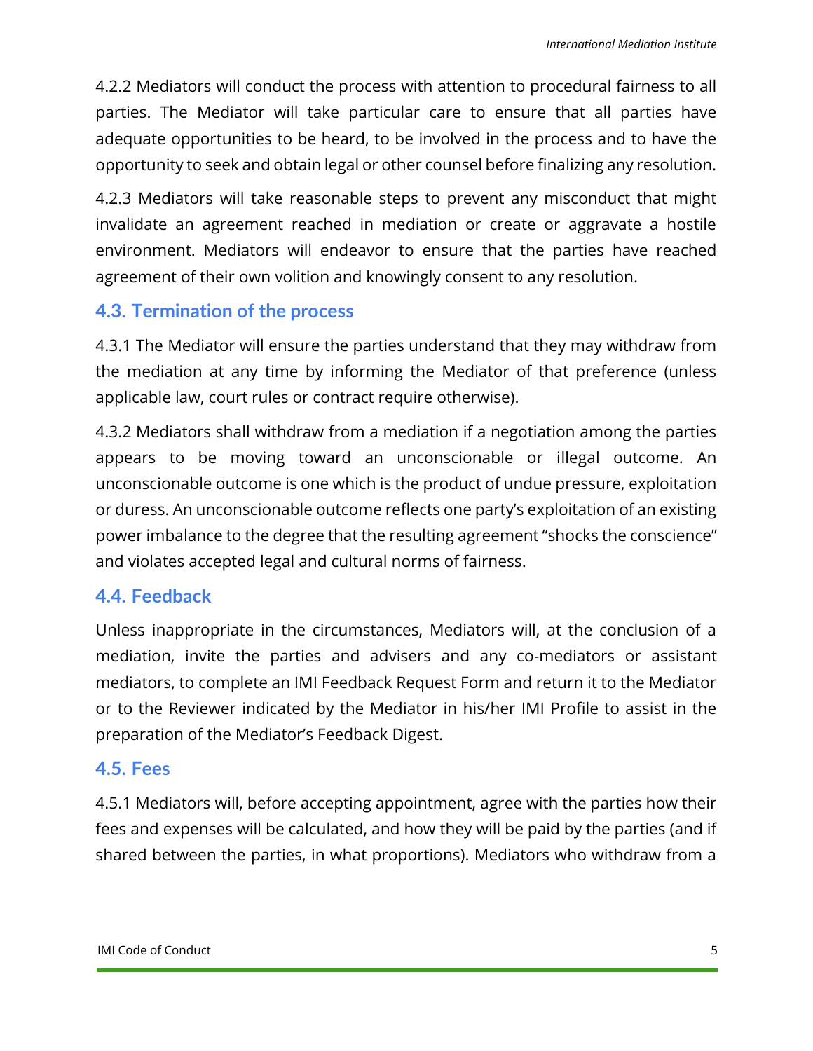4.2.2 Mediators will conduct the process with attention to procedural fairness to all parties. The Mediator will take particular care to ensure that all parties have adequate opportunities to be heard, to be involved in the process and to have the opportunity to seek and obtain legal or other counsel before finalizing any resolution.

4.2.3 Mediators will take reasonable steps to prevent any misconduct that might invalidate an agreement reached in mediation or create or aggravate a hostile environment. Mediators will endeavor to ensure that the parties have reached agreement of their own volition and knowingly consent to any resolution.

## 4.3. Termination of the process

4.3.1 The Mediator will ensure the parties understand that they may withdraw from the mediation at any time by informing the Mediator of that preference (unless applicable law, court rules or contract require otherwise).

4.3.2 Mediators shall withdraw from a mediation if a negotiation among the parties appears to be moving toward an unconscionable or illegal outcome. An unconscionable outcome is one which is the product of undue pressure, exploitation or duress. An unconscionable outcome reflects one party's exploitation of an existing power imbalance to the degree that the resulting agreement "shocks the conscience" and violates accepted legal and cultural norms of fairness.

## 4.4. Feedback

Unless inappropriate in the circumstances, Mediators will, at the conclusion of a mediation, invite the parties and advisers and any co-mediators or assistant mediators, to complete an IMI Feedback Request Form and return it to the Mediator or to the Reviewer indicated by the Mediator in his/her IMI Profile to assist in the preparation of the Mediator's Feedback Digest.

## 4.5. Fees

4.5.1 Mediators will, before accepting appointment, agree with the parties how their fees and expenses will be calculated, and how they will be paid by the parties (and if shared between the parties, in what proportions). Mediators who withdraw from a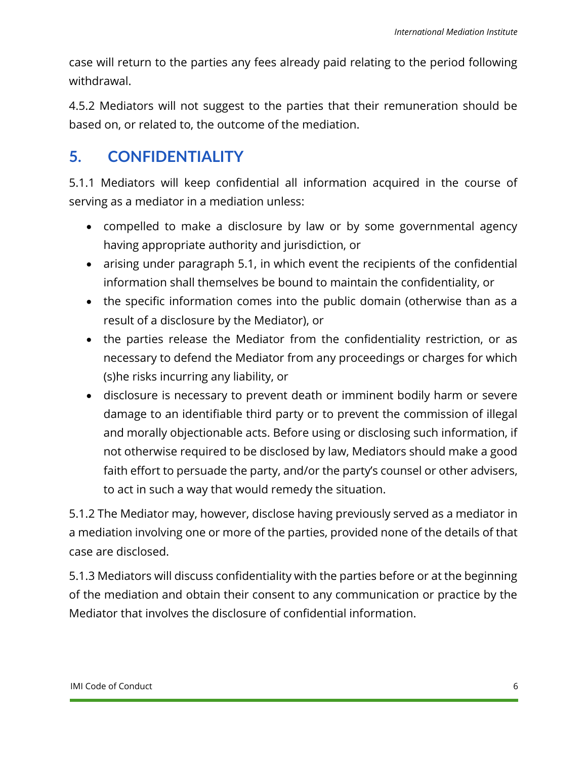case will return to the parties any fees already paid relating to the period following withdrawal.

4.5.2 Mediators will not suggest to the parties that their remuneration should be based on, or related to, the outcome of the mediation.

## 5. CONFIDENTIALITY

5.1.1 Mediators will keep confidential all information acquired in the course of serving as a mediator in a mediation unless:

- compelled to make a disclosure by law or by some governmental agency having appropriate authority and jurisdiction, or
- arising under paragraph 5.1, in which event the recipients of the confidential information shall themselves be bound to maintain the confidentiality, or
- the specific information comes into the public domain (otherwise than as a result of a disclosure by the Mediator), or
- the parties release the Mediator from the confidentiality restriction, or as necessary to defend the Mediator from any proceedings or charges for which (s)he risks incurring any liability, or
- disclosure is necessary to prevent death or imminent bodily harm or severe damage to an identifiable third party or to prevent the commission of illegal and morally objectionable acts. Before using or disclosing such information, if not otherwise required to be disclosed by law, Mediators should make a good faith effort to persuade the party, and/or the party's counsel or other advisers, to act in such a way that would remedy the situation.

5.1.2 The Mediator may, however, disclose having previously served as a mediator in a mediation involving one or more of the parties, provided none of the details of that case are disclosed.

5.1.3 Mediators will discuss confidentiality with the parties before or at the beginning of the mediation and obtain their consent to any communication or practice by the Mediator that involves the disclosure of confidential information.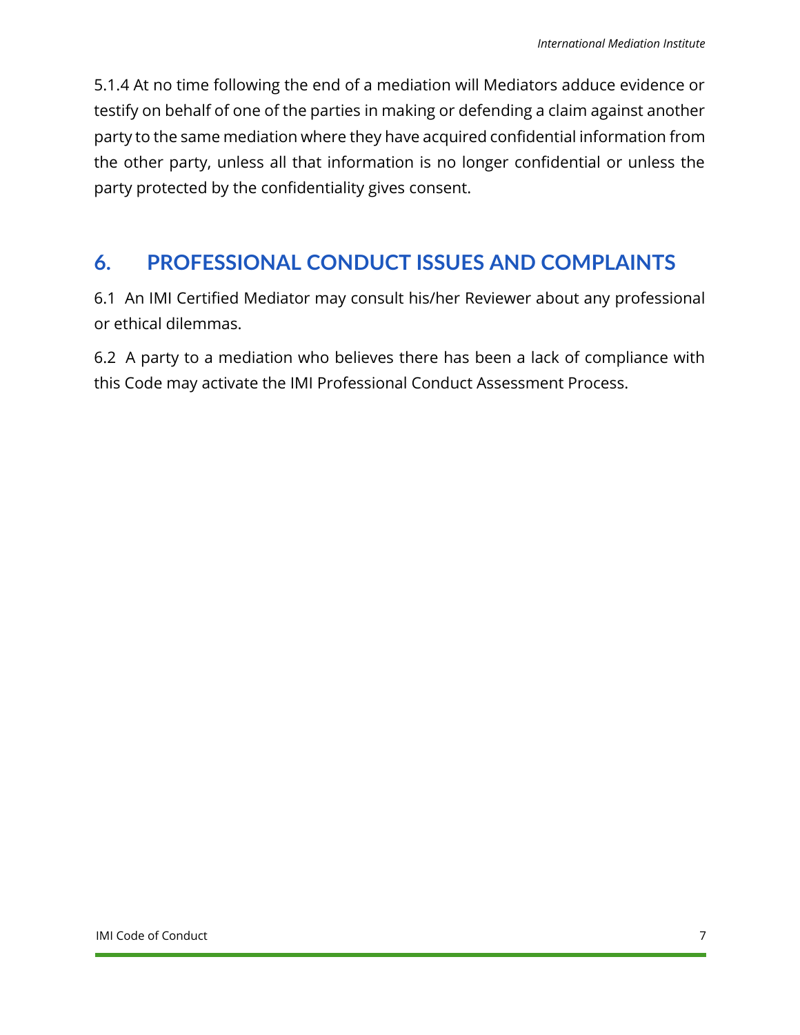5.1.4 At no time following the end of a mediation will Mediators adduce evidence or testify on behalf of one of the parties in making or defending a claim against another party to the same mediation where they have acquired confidential information from the other party, unless all that information is no longer confidential or unless the party protected by the confidentiality gives consent.

## 6. PROFESSIONAL CONDUCT ISSUES AND COMPLAINTS

6.1 An IMI Certified Mediator may consult his/her Reviewer about any professional or ethical dilemmas.

6.2 A party to a mediation who believes there has been a lack of compliance with this Code may activate the IMI Professional Conduct Assessment Process.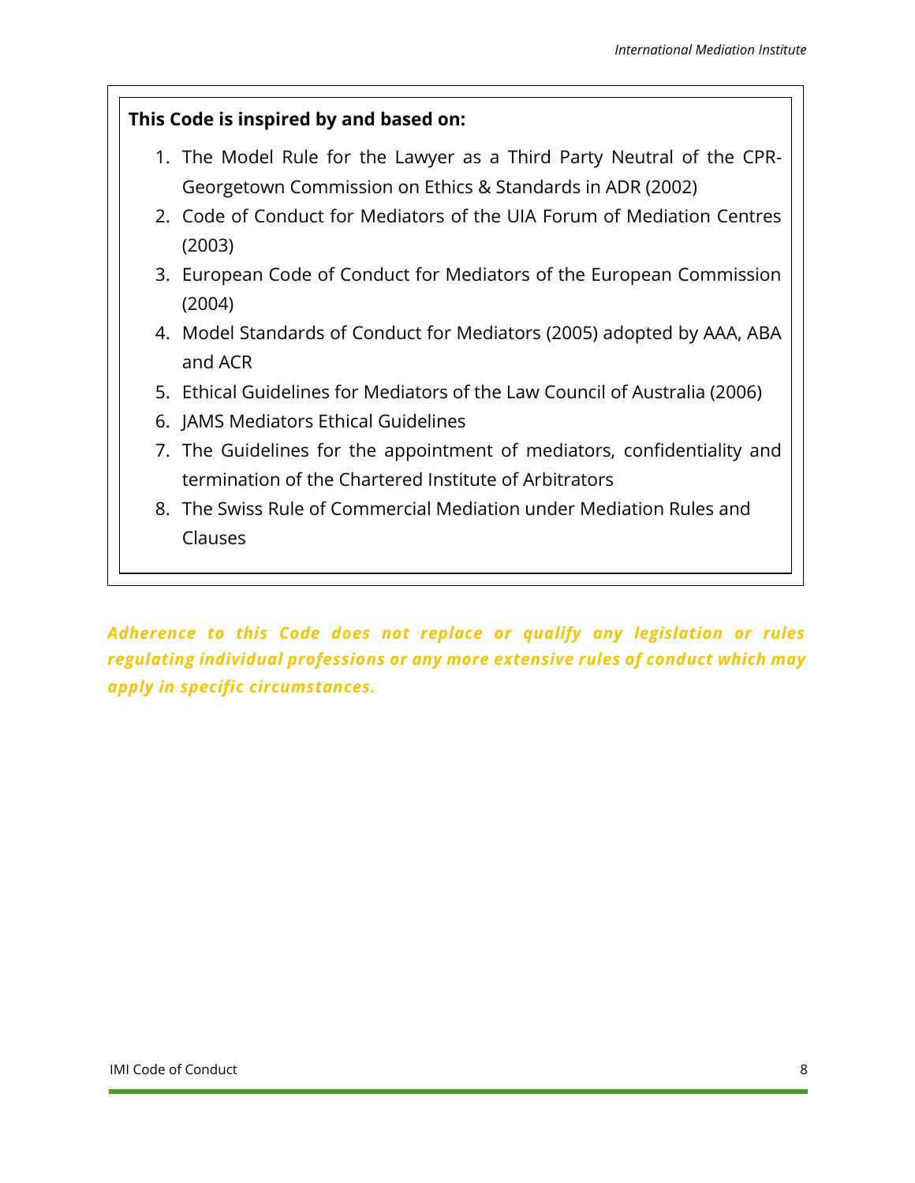**This Code is inspired by and based on:**

1. The Model Rule for the Lawyer as a Third Party Neutral of the CPR-Georgetown Commission on Ethics & Standards in ADR (2002)
2. Code of Conduct for Mediators of the UIA Forum of Mediation Centres (2003)
3. European Code of Conduct for Mediators of the European Commission (2004)
4. Model Standards of Conduct for Mediators (2005) adopted by AAA, ABA and ACR
5. Ethical Guidelines for Mediators of the Law Council of Australia (2006)
6. JAMS Mediators Ethical Guidelines
7. The Guidelines for the appointment of mediators, confidentiality and termination of the Chartered Institute of Arbitrators
8. The Swiss Rule of Commercial Mediation under Mediation Rules and Clauses

***Adherence to this Code does not replace or qualify any legislation or rules regulating individual professions or any more extensive rules of conduct which may apply in specific circumstances.***